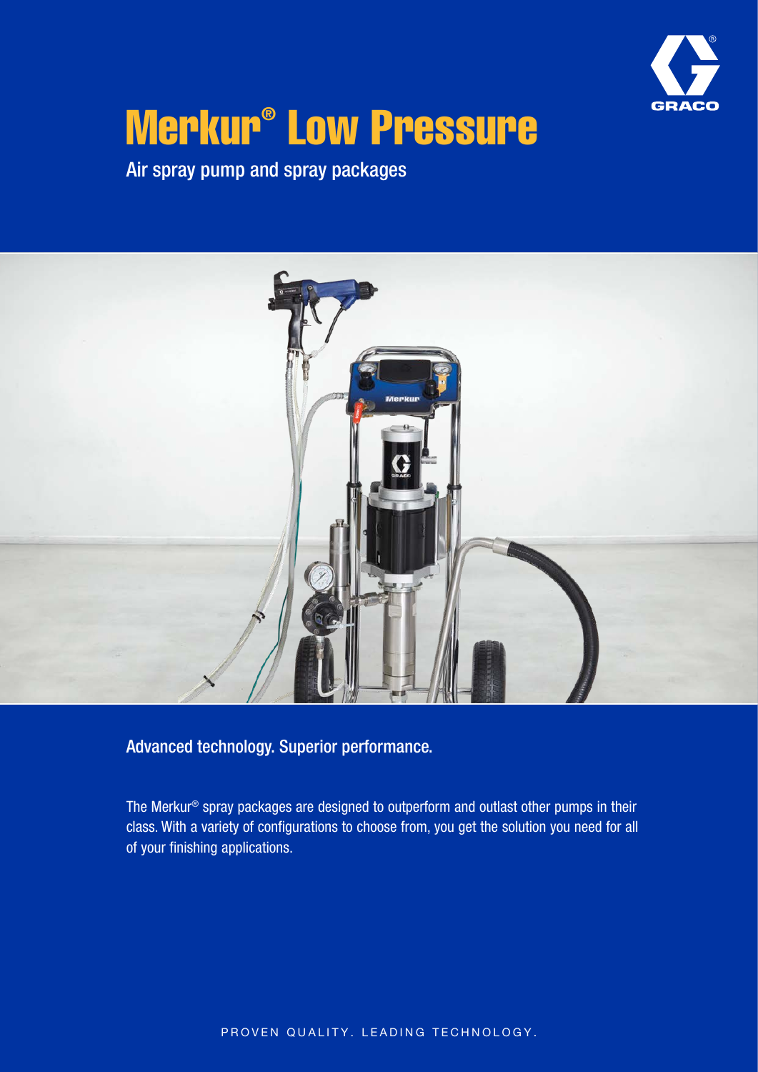# Merkur® Low Pressure

Air spray pump and spray packages

## Advanced technology. Superior performance.

The Merkur® spray packages are designed to outperform and outlast other pumps in their class. With a variety of configurations to choose from, you get the solution you need for all of your finishing applications.

PROVEN QUALITY. LEADING TECHNOLOGY.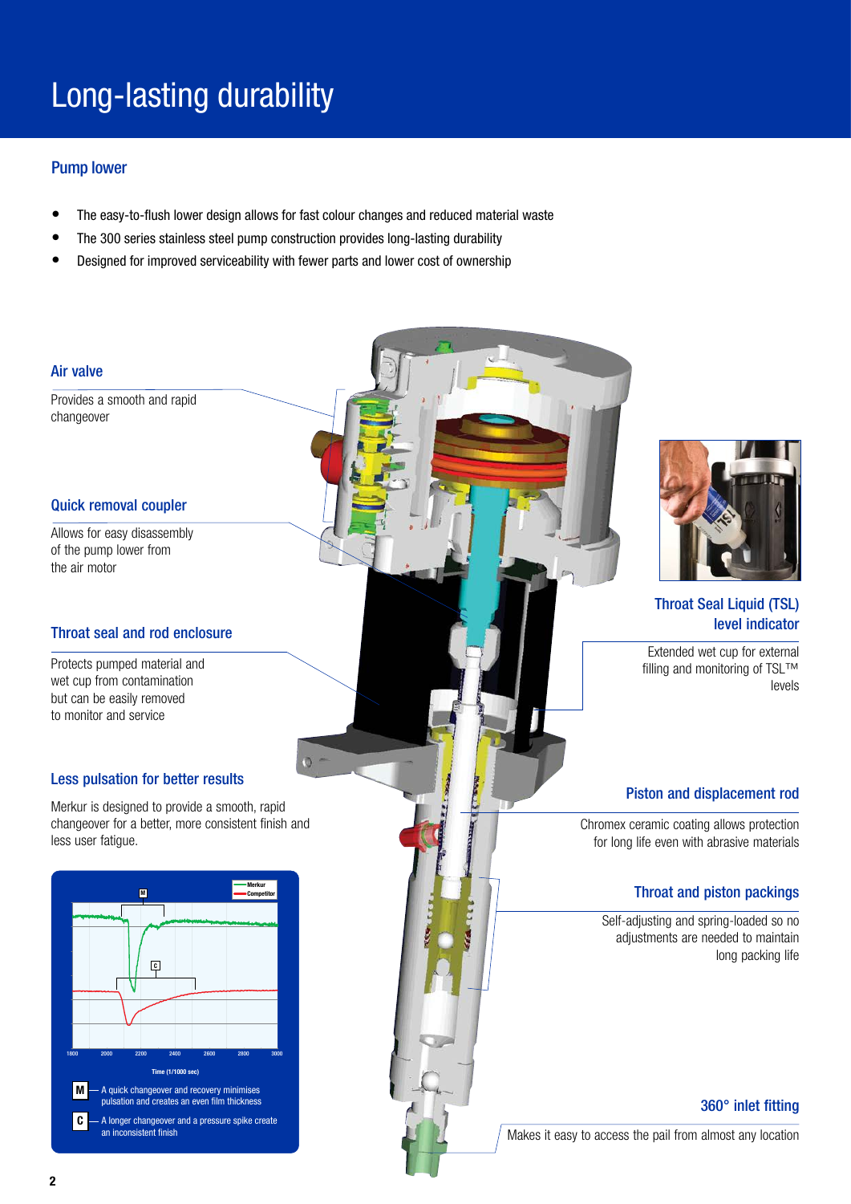# Long-lasting durability

## Pump lower

- The easy-to-flush lower design allows for fast colour changes and reduced material waste
- The 300 series stainless steel pump construction provides long-lasting durability
- Designed for improved serviceability with fewer parts and lower cost of ownership

### Air valve

Provides a smooth and rapid changeover

### Quick removal coupler

Allows for easy disassembly of the pump lower from the air motor

### Throat seal and rod enclosure

Protects pumped material and wet cup from contamination but can be easily removed to monitor and service

### Less pulsation for better results

Merkur is designed to provide a smooth, rapid changeover for a better, more consistent finish and less user fatigue.

M — A quick changeover and recovery minimises pulsation and creates an even film thickness

C — A longer changeover and a pressure spike create an inconsistent finish

### Throat Seal Liquid (TSL) level indicator

Extended wet cup for external filling and monitoring of TSL™ levels

### Piston and displacement rod

Chromex ceramic coating allows protection for long life even with abrasive materials

### Throat and piston packings

Self-adjusting and spring-loaded so no adjustments are needed to maintain long packing life

### 360° inlet fitting

Makes it easy to access the pail from almost any location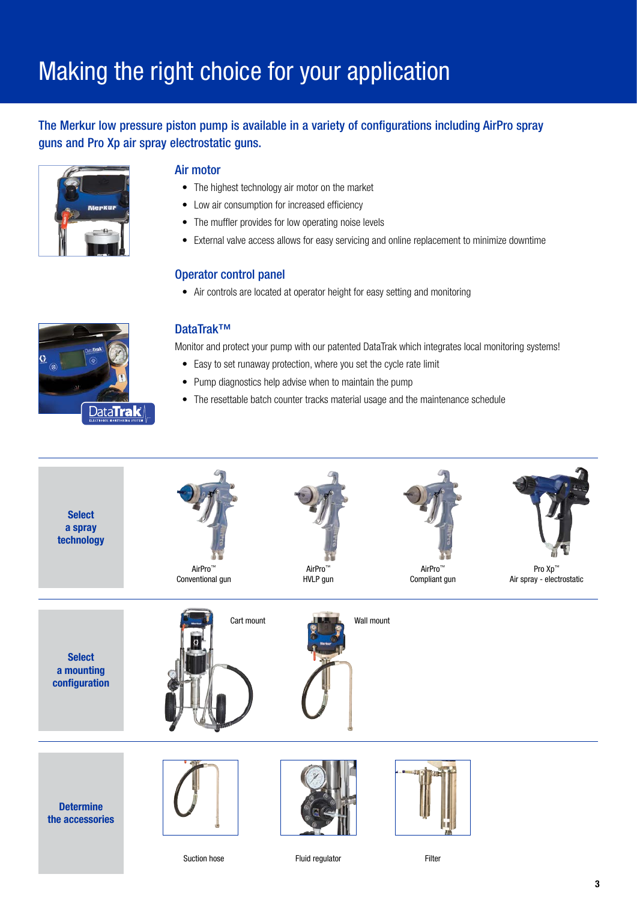# Making the right choice for your application

**The Merkur low pressure piston pump is available in a variety of configurations including AirPro spray guns and Pro Xp air spray electrostatic guns.**

## Air motor

- The highest technology air motor on the market
- Low air consumption for increased efficiency
- The muffler provides for low operating noise levels
- External valve access allows for easy servicing and online replacement to minimize downtime

## Operator control panel

- Air controls are located at operator height for easy setting and monitoring

## DataTrak™

Monitor and protect your pump with our patented DataTrak which integrates local monitoring systems!

- Easy to set runaway protection, where you set the cycle rate limit
- Pump diagnostics help advise when to maintain the pump
- The resettable batch counter tracks material usage and the maintenance schedule

**Select a spray technology**

AirPro™ Conventional gun

AirPro™ HVLP gun

AirPro™ Compliant gun

Pro Xp™ Air spray - electrostatic

**Select a mounting configuration**

Cart mount

Wall mount

**Determine the accessories**

Suction hose

Fluid regulator

Filter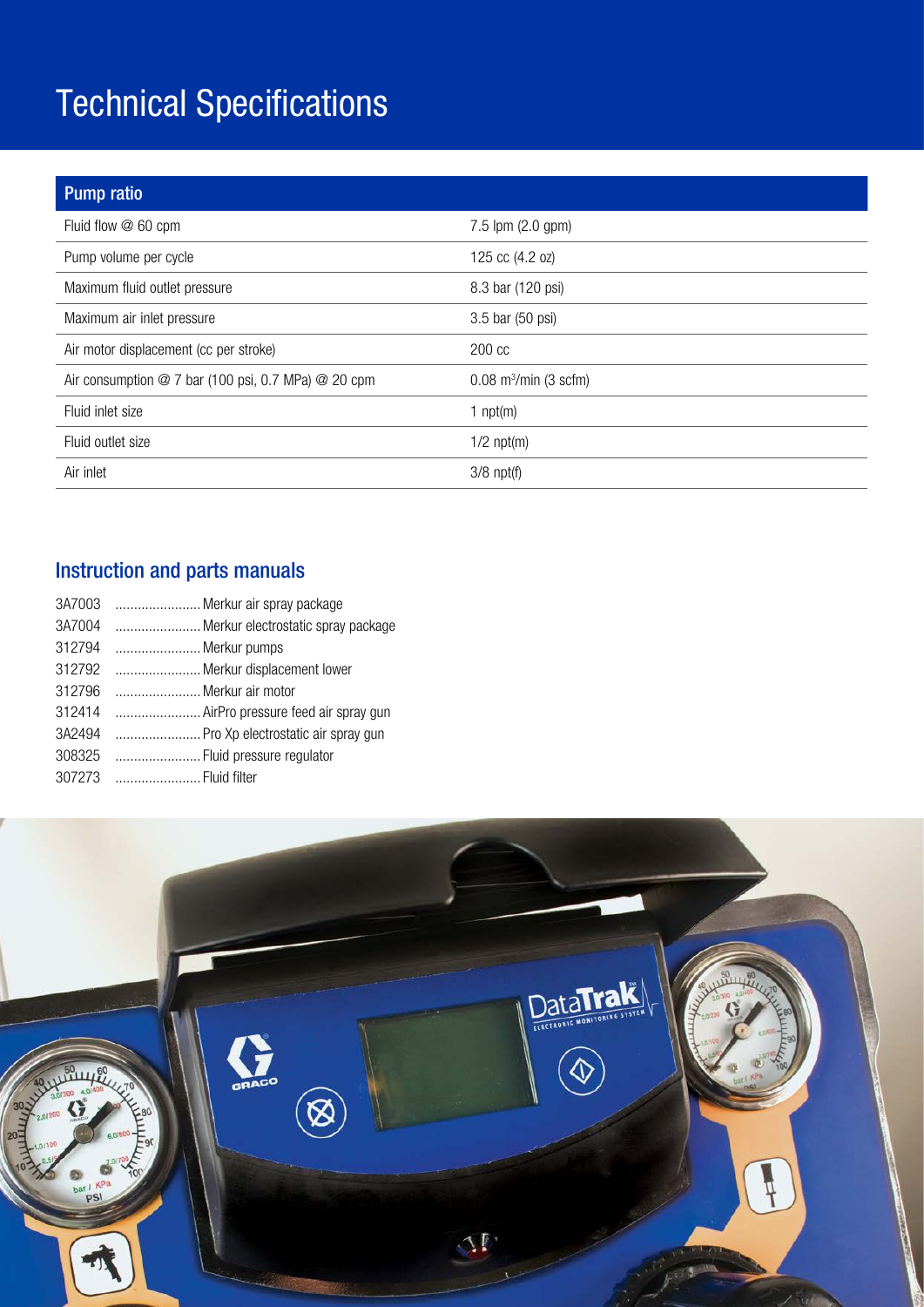# Technical Specifications

| Pump ratio | |
|---|---|
| Fluid flow @ 60 cpm | 7.5 lpm (2.0 gpm) |
| Pump volume per cycle | 125 cc (4.2 oz) |
| Maximum fluid outlet pressure | 8.3 bar (120 psi) |
| Maximum air inlet pressure | 3.5 bar (50 psi) |
| Air motor displacement (cc per stroke) | 200 cc |
| Air consumption @ 7 bar (100 psi, 0.7 MPa) @ 20 cpm | 0.08 $m^3$/min (3 scfm) |
| Fluid inlet size | 1 npt(m) |
| Fluid outlet size | 1/2 npt(m) |
| Air inlet | 3/8 npt(f) |

## Instruction and parts manuals

3A7003 ........................ Merkur air spray package
3A7004 ........................ Merkur electrostatic spray package
312794 ........................ Merkur pumps
312792 ........................ Merkur displacement lower
312796 ........................ Merkur air motor
312414 ........................ AirPro pressure feed air spray gun
3A2494 ........................ Pro Xp electrostatic air spray gun
308325 ........................ Fluid pressure regulator
307273 ........................ Fluid filter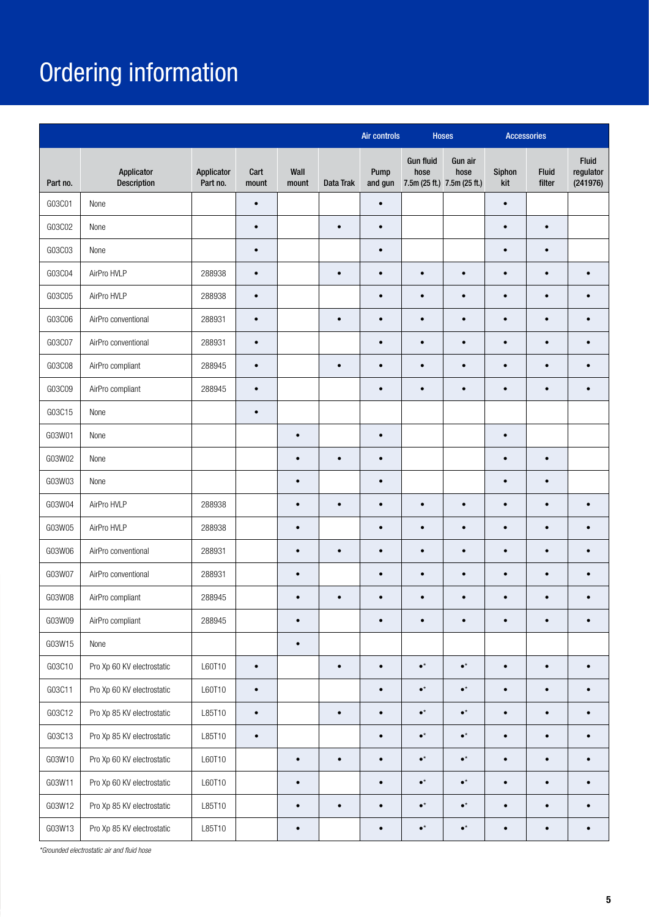# Ordering information

| | | | | | | Air controls | Hoses | | Accessories | | |
|---|---|---|---|---|---|---|---|---|---|---|---|
| Part no. | Applicator Description | Applicator Part no. | Cart mount | Wall mount | Data Trak | Pump and gun | Gun fluid hose 7.5m (25 ft.) | Gun air hose 7.5m (25 ft.) | Siphon kit | Fluid filter | Fluid regulator (241976) |
| G03C01 | None | | • | | | • | | | • | | |
| G03C02 | None | | • | | • | • | | | • | • | |
| G03C03 | None | | • | | | • | | | • | • | |
| G03C04 | AirPro HVLP | 288938 | • | | • | • | • | • | • | • | • |
| G03C05 | AirPro HVLP | 288938 | • | | | • | • | • | • | • | • |
| G03C06 | AirPro conventional | 288931 | • | | • | • | • | • | • | • | • |
| G03C07 | AirPro conventional | 288931 | • | | | • | • | • | • | • | • |
| G03C08 | AirPro compliant | 288945 | • | | • | • | • | • | • | • | • |
| G03C09 | AirPro compliant | 288945 | • | | | • | • | • | • | • | • |
| G03C15 | None | | • | | | | | | | | |
| G03W01 | None | | | • | | • | | | • | | |
| G03W02 | None | | | • | • | • | | | • | • | |
| G03W03 | None | | | • | | • | | | • | • | |
| G03W04 | AirPro HVLP | 288938 | | • | • | • | • | • | • | • | • |
| G03W05 | AirPro HVLP | 288938 | | • | | • | • | • | • | • | • |
| G03W06 | AirPro conventional | 288931 | | • | • | • | • | • | • | • | • |
| G03W07 | AirPro conventional | 288931 | | • | | • | • | • | • | • | • |
| G03W08 | AirPro compliant | 288945 | | • | • | • | • | • | • | • | • |
| G03W09 | AirPro compliant | 288945 | | • | | • | • | • | • | • | • |
| G03W15 | None | | | • | | | | | | | |
| G03C10 | Pro Xp 60 KV electrostatic | L60T10 | • | | • | • | •* | •* | • | • | • |
| G03C11 | Pro Xp 60 KV electrostatic | L60T10 | • | | | • | •* | •* | • | • | • |
| G03C12 | Pro Xp 85 KV electrostatic | L85T10 | • | | • | • | •* | •* | • | • | • |
| G03C13 | Pro Xp 85 KV electrostatic | L85T10 | • | | | • | •* | •* | • | • | • |
| G03W10 | Pro Xp 60 KV electrostatic | L60T10 | | • | • | • | •* | •* | • | • | • |
| G03W11 | Pro Xp 60 KV electrostatic | L60T10 | | • | | • | •* | •* | • | • | • |
| G03W12 | Pro Xp 85 KV electrostatic | L85T10 | | • | • | • | •* | •* | • | • | • |
| G03W13 | Pro Xp 85 KV electrostatic | L85T10 | | • | | • | •* | •* | • | • | • |

*\*Grounded electrostatic air and fluid hose*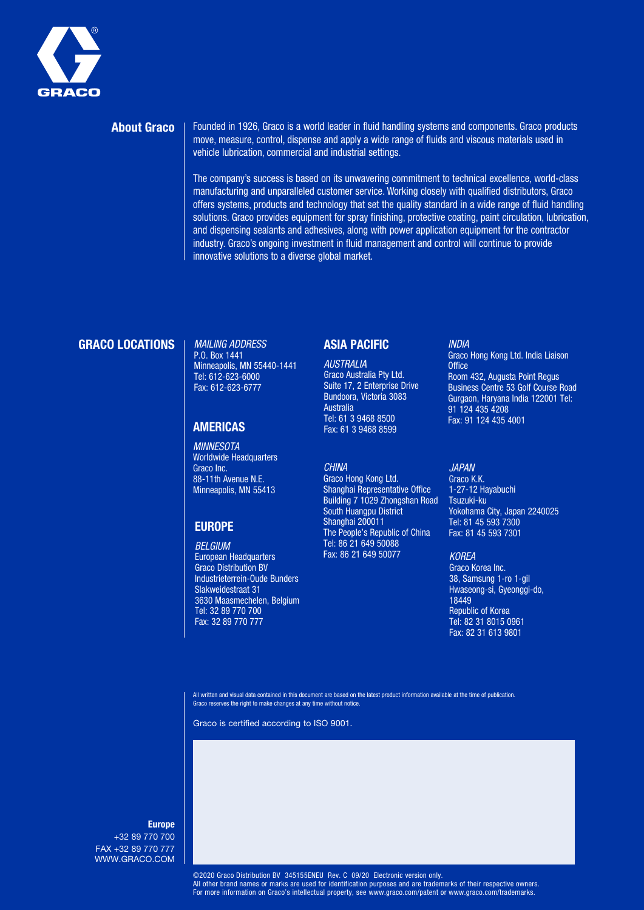## About Graco

Founded in 1926, Graco is a world leader in fluid handling systems and components. Graco products move, measure, control, dispense and apply a wide range of fluids and viscous materials used in vehicle lubrication, commercial and industrial settings.

The company's success is based on its unwavering commitment to technical excellence, world-class manufacturing and unparalleled customer service. Working closely with qualified distributors, Graco offers systems, products and technology that set the quality standard in a wide range of fluid handling solutions. Graco provides equipment for spray finishing, protective coating, paint circulation, lubrication, and dispensing sealants and adhesives, along with power application equipment for the contractor industry. Graco's ongoing investment in fluid management and control will continue to provide innovative solutions to a diverse global market.

## GRACO LOCATIONS

*MAILING ADDRESS*
P.O. Box 1441
Minneapolis, MN 55440-1441
Tel: 612-623-6000
Fax: 612-623-6777

### AMERICAS

*MINNESOTA*
Worldwide Headquarters
Graco Inc.
88-11th Avenue N.E.
Minneapolis, MN 55413

### EUROPE

*BELGIUM*
European Headquarters
Graco Distribution BV
Industrieterrein-Oude Bunders
Slakweidestraat 31
3630 Maasmechelen, Belgium
Tel: 32 89 770 700
Fax: 32 89 770 777

### ASIA PACIFIC

*AUSTRALIA*
Graco Australia Pty Ltd.
Suite 17, 2 Enterprise Drive
Bundoora, Victoria 3083
Australia
Tel: 61 3 9468 8500
Fax: 61 3 9468 8599

*CHINA*
Graco Hong Kong Ltd.
Shanghai Representative Office
Building 7 1029 Zhongshan Road
South Huangpu District
Shanghai 200011
The People's Republic of China
Tel: 86 21 649 50088
Fax: 86 21 649 50077

*INDIA*
Graco Hong Kong Ltd. India Liaison Office
Room 432, Augusta Point Regus Business Centre 53 Golf Course Road
Gurgaon, Haryana India 122001 Tel: 91 124 435 4208
Fax: 91 124 435 4001

*JAPAN*
Graco K.K.
1-27-12 Hayabuchi
Tsuzuki-ku
Yokohama City, Japan 2240025
Tel: 81 45 593 7300
Fax: 81 45 593 7301

*KOREA*
Graco Korea Inc.
38, Samsung 1-ro 1-gil
Hwaseong-si, Gyeonggi-do,
18449
Republic of Korea
Tel: 82 31 8015 0961
Fax: 82 31 613 9801

All written and visual data contained in this document are based on the latest product information available at the time of publication. Graco reserves the right to make changes at any time without notice.

Graco is certified according to ISO 9001.

**Europe**
+32 89 770 700
FAX +32 89 770 777
WWW.GRACO.COM

©2020 Graco Distribution BV 345155ENEU Rev. C 09/20 Electronic version only.
All other brand names or marks are used for identification purposes and are trademarks of their respective owners.
For more information on Graco's intellectual property, see www.graco.com/patent or www.graco.com/trademarks.